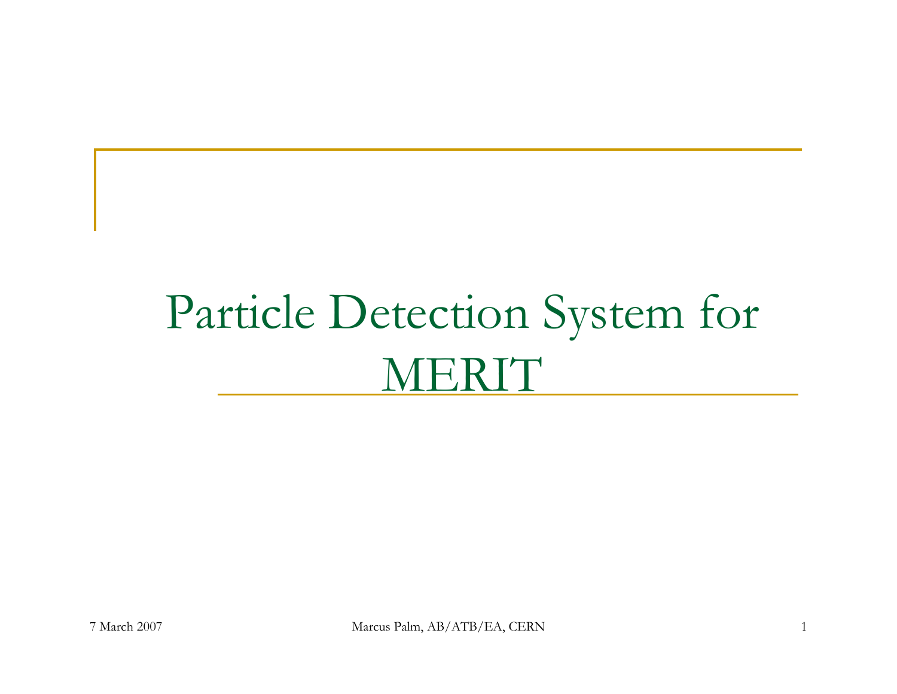# Particle Detection System for MERIT

7 March 2007

Marcus Palm, AB/ATB/EA, CERN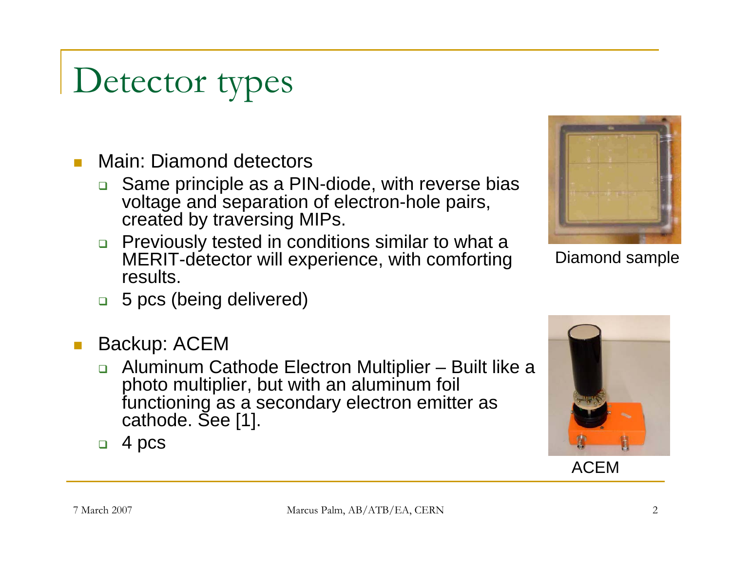# Detector types

- Main: Diamond detectors
  - Same principle as a PIN-diode, with reverse bias voltage and separation of electron-hole pairs, created by traversing MIPs.
  - Previously tested in conditions similar to what a MERIT-detector will experience, with comforting results.
  - 5 pcs (being delivered)

- Backup: ACEM
  - Aluminum Cathode Electron Multiplier – Built like a photo multiplier, but with an aluminum foil functioning as a secondary electron emitter as cathode. See [1].
  - 4 pcs

Diamond sample

ACEM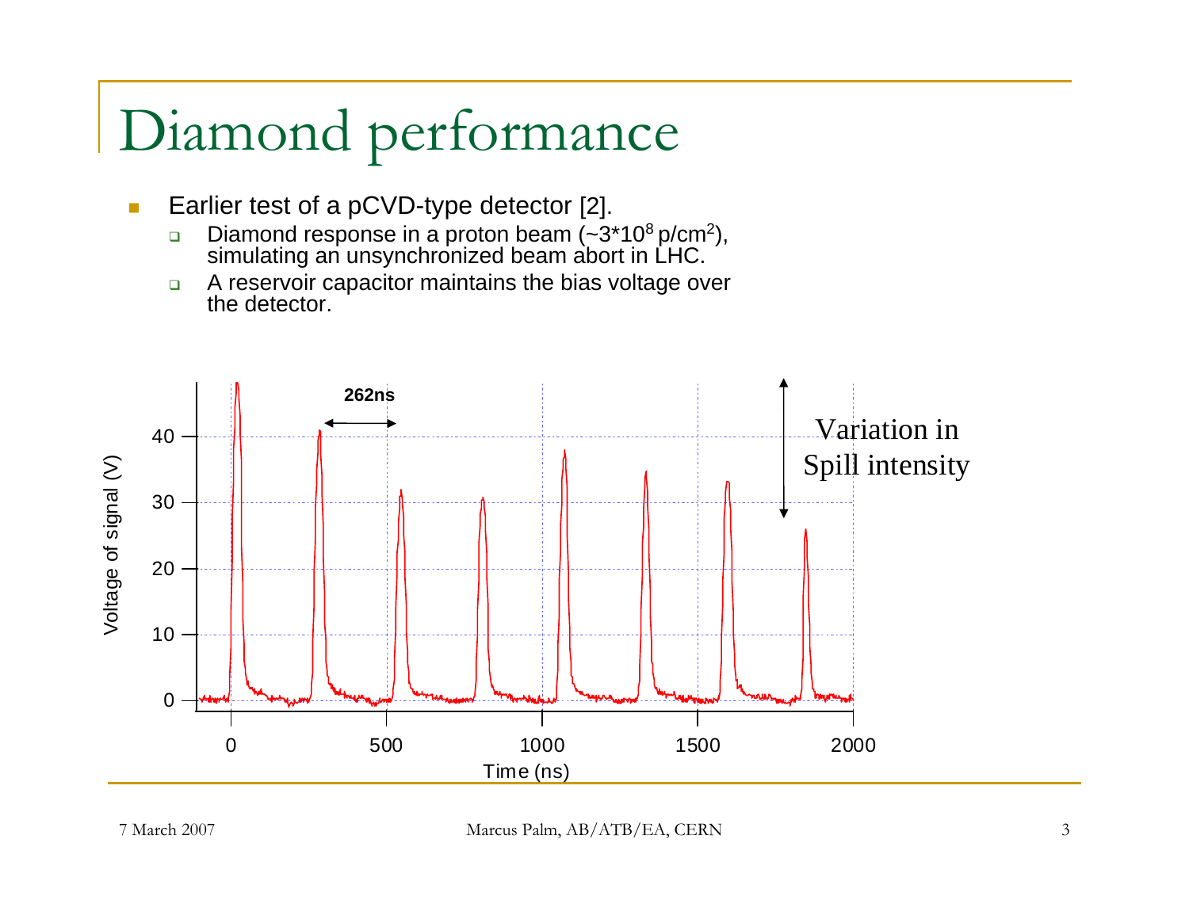# Diamond performance

- Earlier test of a pCVD-type detector [2].
  - Diamond response in a proton beam (~$3*10^8$ p/cm$^2$), simulating an unsynchronized beam abort in LHC.
  - A reservoir capacitor maintains the bias voltage over the detector.

262ns

Variation in Spill intensity

Voltage of signal (V)

0
10
20
30
40

Time (ns)

0
500
1000
1500
2000

7 March 2007

Marcus Palm, AB/ATB/EA, CERN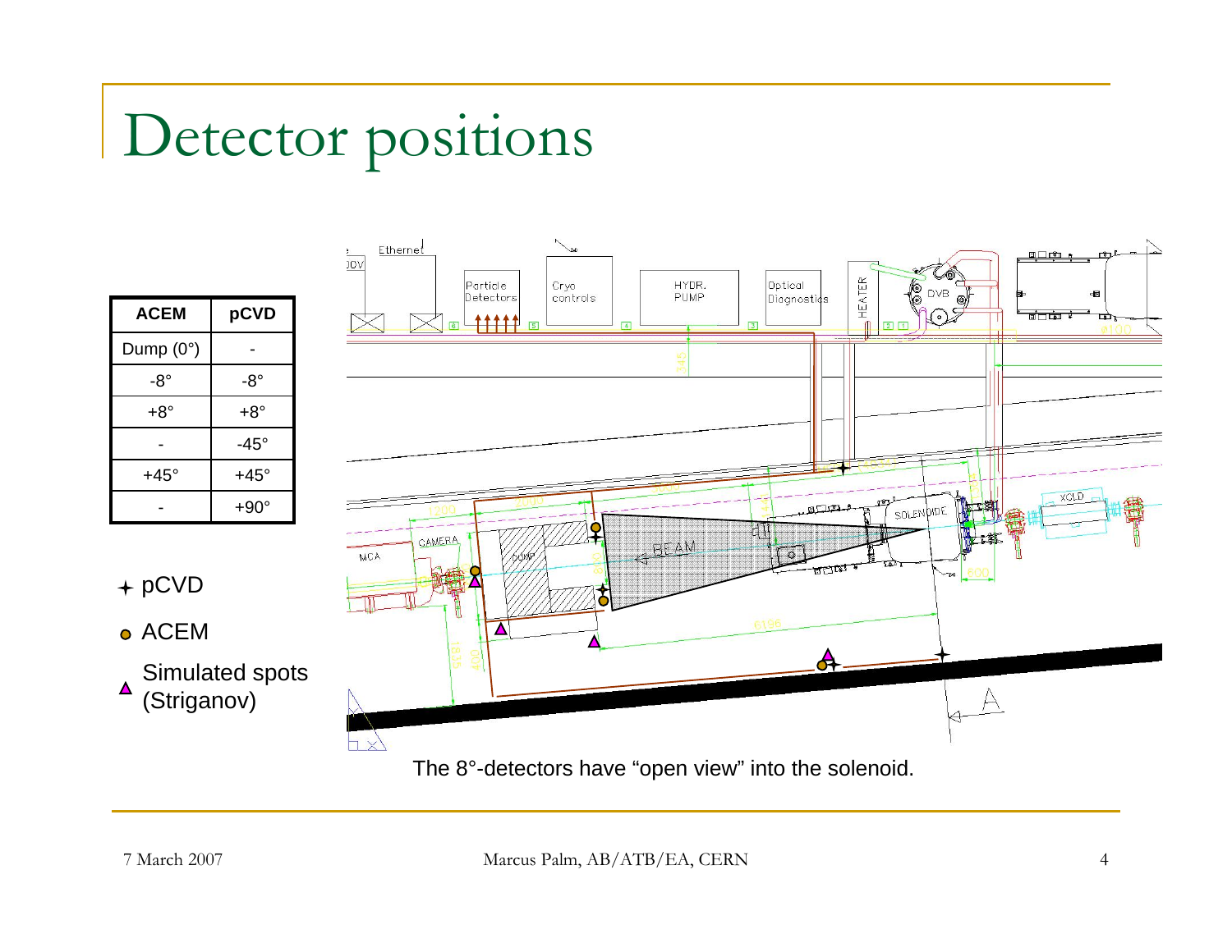# Detector positions

| ACEM | pCVD |
|---|---|
| Dump (0°) | - |
| -8° | -8° |
| +8° | +8° |
| - | -45° |
| +45° | +45° |
| - | +90° |

+ pCVD
● ACEM
▲ Simulated spots (Striganov)

The 8°-detectors have "open view" into the solenoid.

7 March 2007

Marcus Palm, AB/ATB/EA, CERN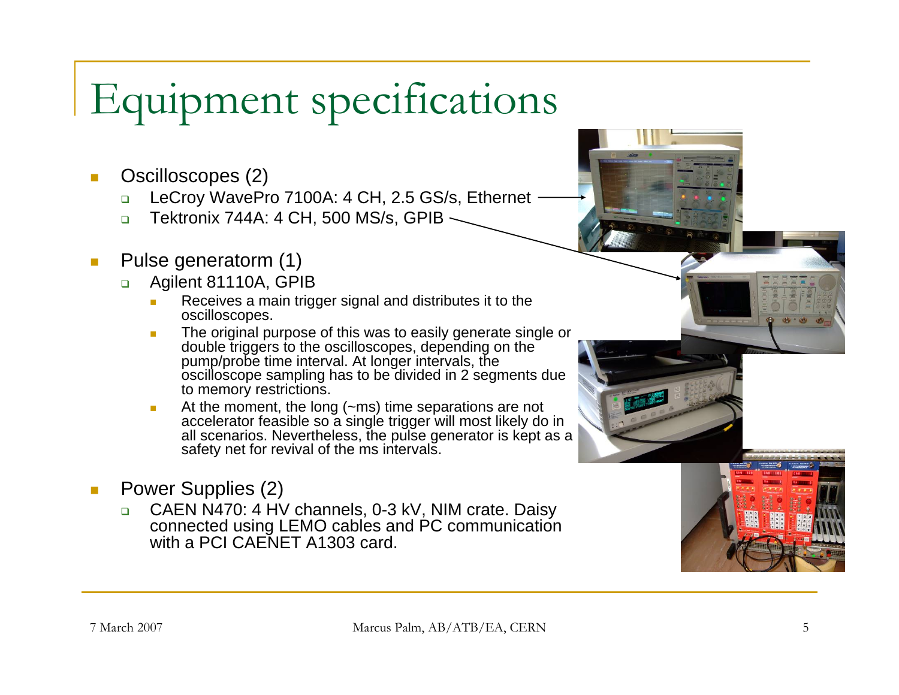# Equipment specifications

- Oscilloscopes (2)
  - LeCroy WavePro 7100A: 4 CH, 2.5 GS/s, Ethernet
  - Tektronix 744A: 4 CH, 500 MS/s, GPIB
- Pulse generatorm (1)
  - Agilent 81110A, GPIB
    - Receives a main trigger signal and distributes it to the oscilloscopes.
    - The original purpose of this was to easily generate single or double triggers to the oscilloscopes, depending on the pump/probe time interval. At longer intervals, the oscilloscope sampling has to be divided in 2 segments due to memory restrictions.
    - At the moment, the long (~ms) time separations are not accelerator feasible so a single trigger will most likely do in all scenarios. Nevertheless, the pulse generator is kept as a safety net for revival of the ms intervals.
- Power Supplies (2)
  - CAEN N470: 4 HV channels, 0-3 kV, NIM crate. Daisy connected using LEMO cables and PC communication with a PCI CAENET A1303 card.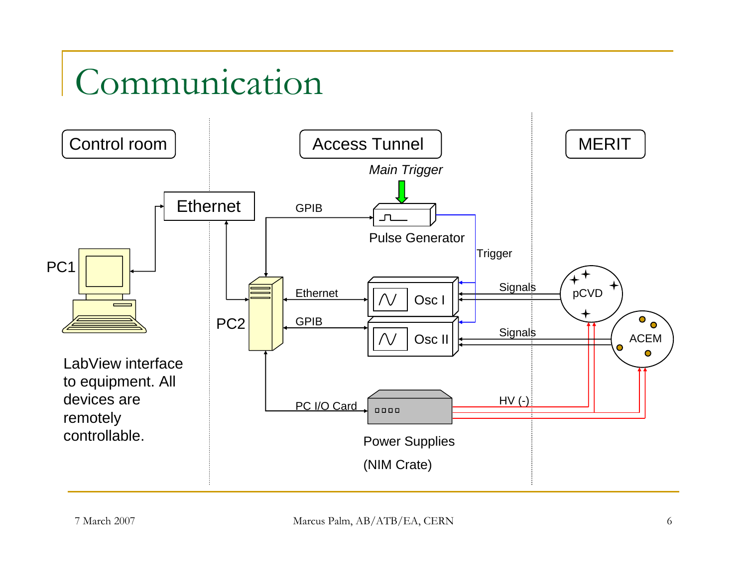# Communication

Control room

Access Tunnel

MERIT

*Main Trigger*

Ethernet

GPIB

Pulse Generator

Trigger

PC1

Ethernet

Osc I

Signals

pCVD

PC2

GPIB

Osc II

Signals

ACEM

PC I/O Card

HV (-)

Power Supplies

(NIM Crate)

LabView interface to equipment. All devices are remotely controllable.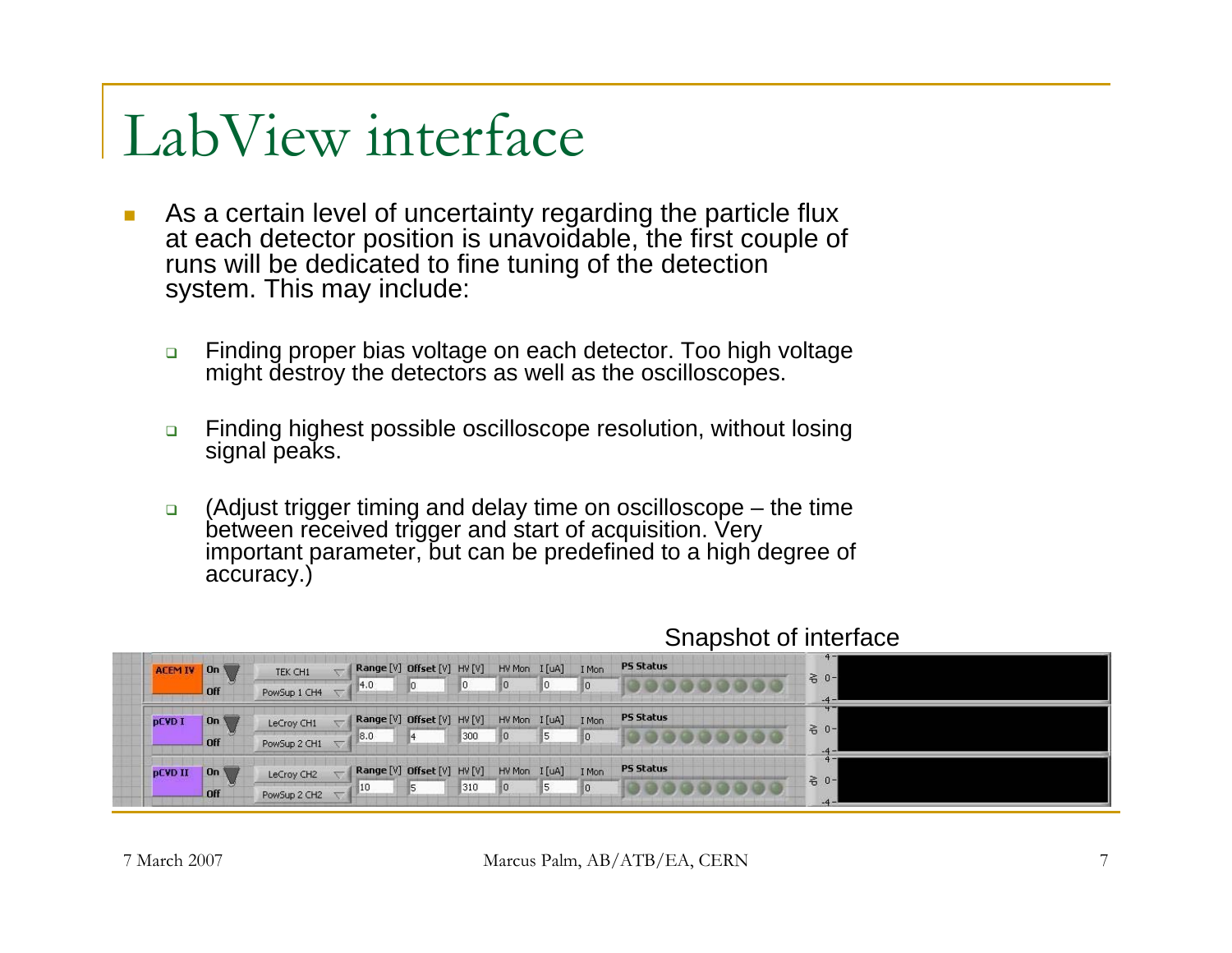# LabView interface

- As a certain level of uncertainty regarding the particle flux at each detector position is unavoidable, the first couple of runs will be dedicated to fine tuning of the detection system. This may include:
  - Finding proper bias voltage on each detector. Too high voltage might destroy the detectors as well as the oscilloscopes.
  - Finding highest possible oscilloscope resolution, without losing signal peaks.
  - (Adjust trigger timing and delay time on oscilloscope – the time between received trigger and start of acquisition. Very important parameter, but can be predefined to a high degree of accuracy.)

Snapshot of interface

ACEM IV On Off TEK CH1 PowSup 1 CH4 Range [V] 4.0 Offset [V] 0 HV [V] 0 HV Mon 0 I [uA] 0 I Mon 0 PS Status

pCVD I On Off LeCroy CH1 PowSup 2 CH1 Range [V] 8.0 Offset [V] 4 HV [V] 300 HV Mon 0 I [uA] 5 I Mon 0 PS Status

pCVD II On Off LeCroy CH2 PowSup 2 CH2 Range [V] 10 Offset [V] 5 HV [V] 310 HV Mon 0 I [uA] 5 I Mon 0 PS Status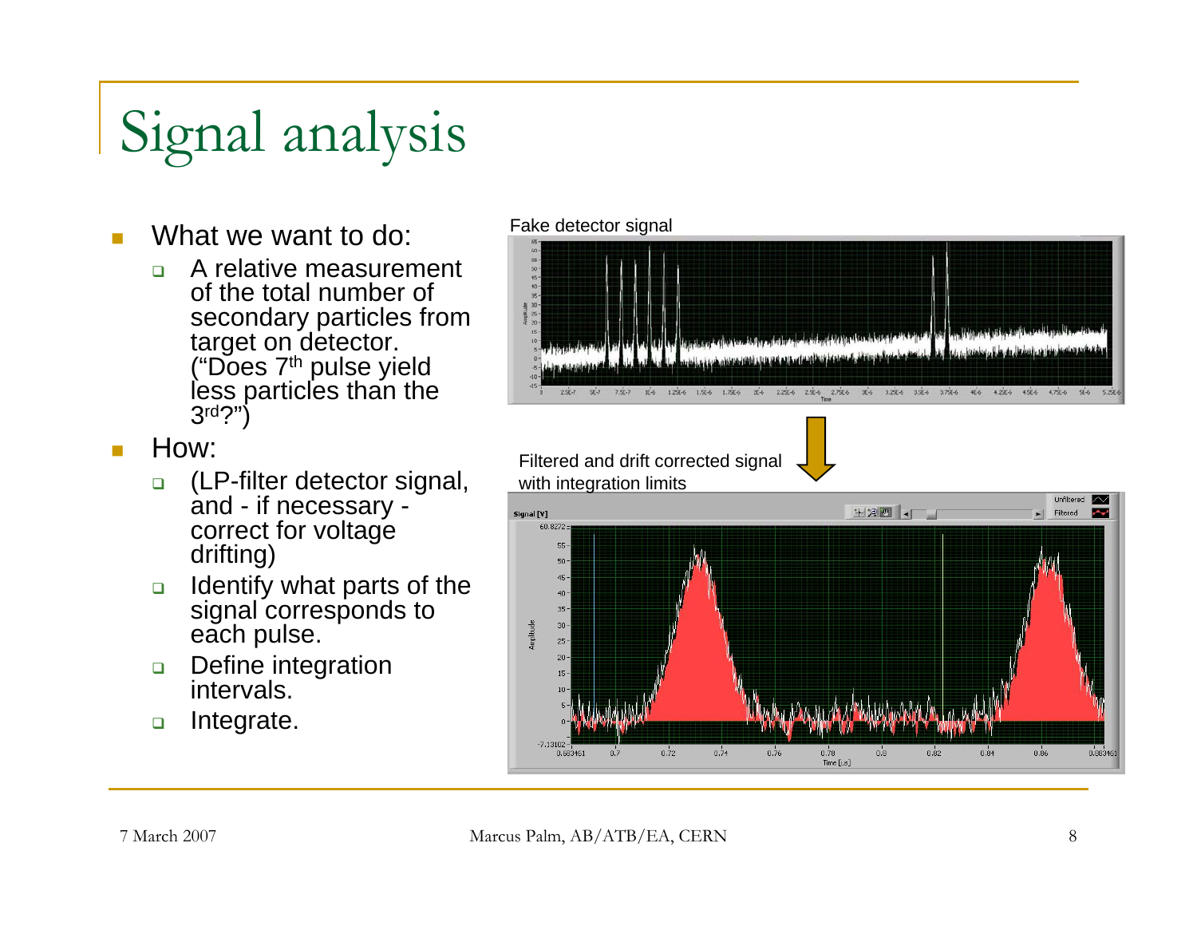# Signal analysis

- What we want to do:
  - A relative measurement of the total number of secondary particles from target on detector. (“Does 7th pulse yield less particles than the 3rd?”)
- How:
  - (LP-filter detector signal, and - if necessary - correct for voltage drifting)
  - Identify what parts of the signal corresponds to each pulse.
  - Define integration intervals.
  - Integrate.

Fake detector signal

Filtered and drift corrected signal with integration limits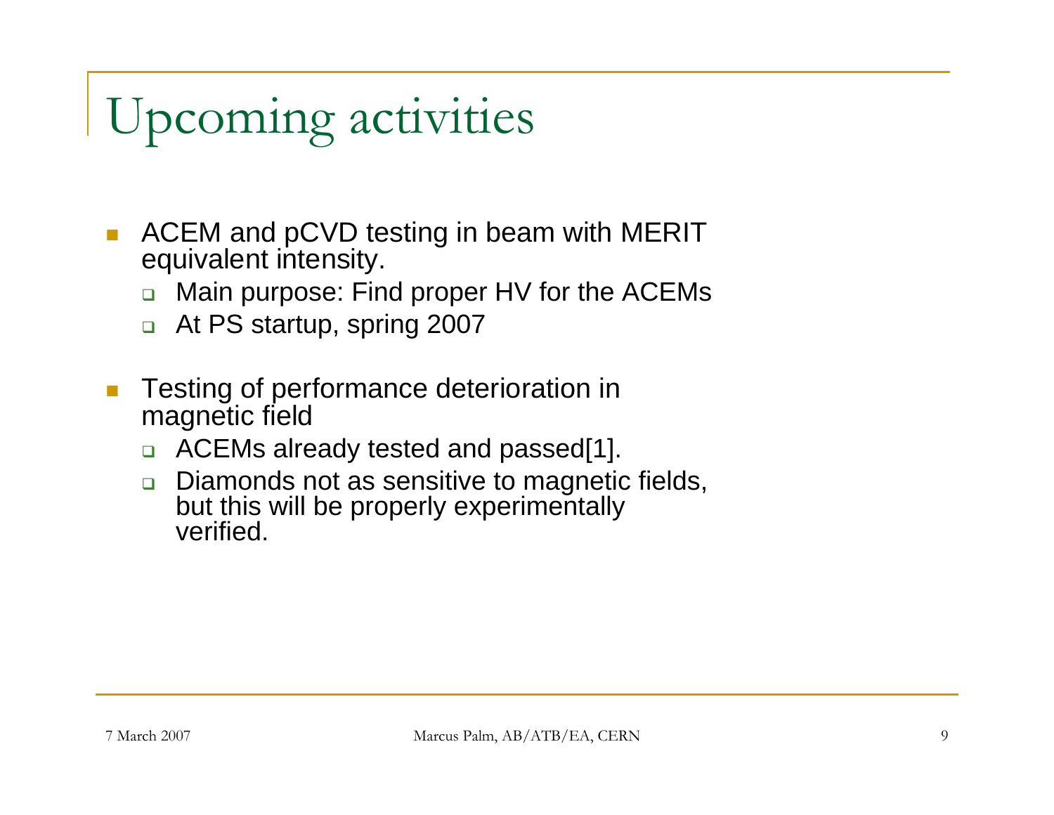# Upcoming activities

- ACEM and pCVD testing in beam with MERIT equivalent intensity.
  - Main purpose: Find proper HV for the ACEMs
  - At PS startup, spring 2007
- Testing of performance deterioration in magnetic field
  - ACEMs already tested and passed[1].
  - Diamonds not as sensitive to magnetic fields, but this will be properly experimentally verified.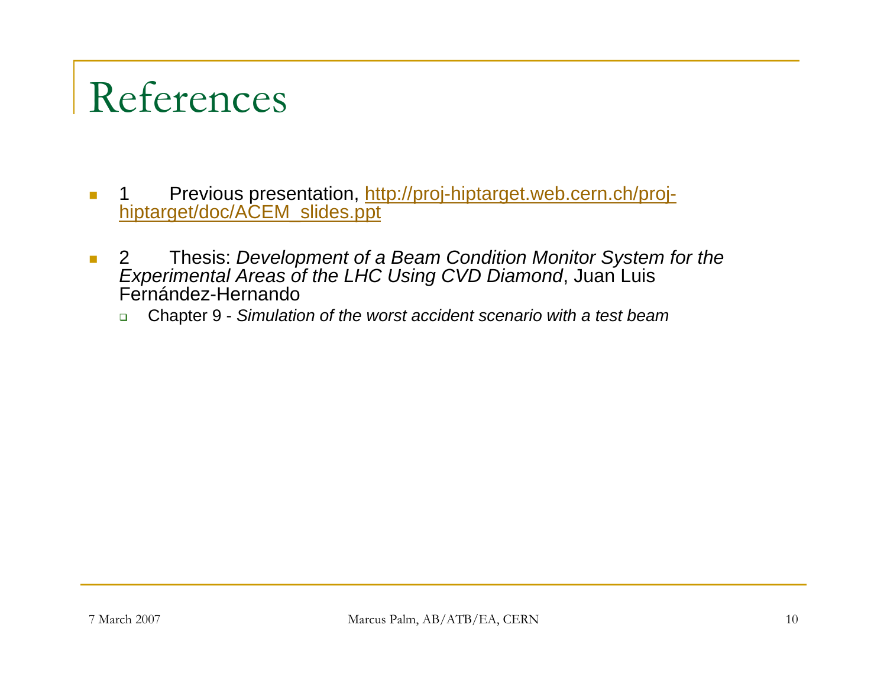# References

- 1 Previous presentation, http://proj-hiptarget.web.cern.ch/proj-hiptarget/doc/ACEM_slides.ppt

- 2 Thesis: *Development of a Beam Condition Monitor System for the Experimental Areas of the LHC Using CVD Diamond*, Juan Luis Fernández-Hernando
  - Chapter 9 - *Simulation of the worst accident scenario with a test beam*